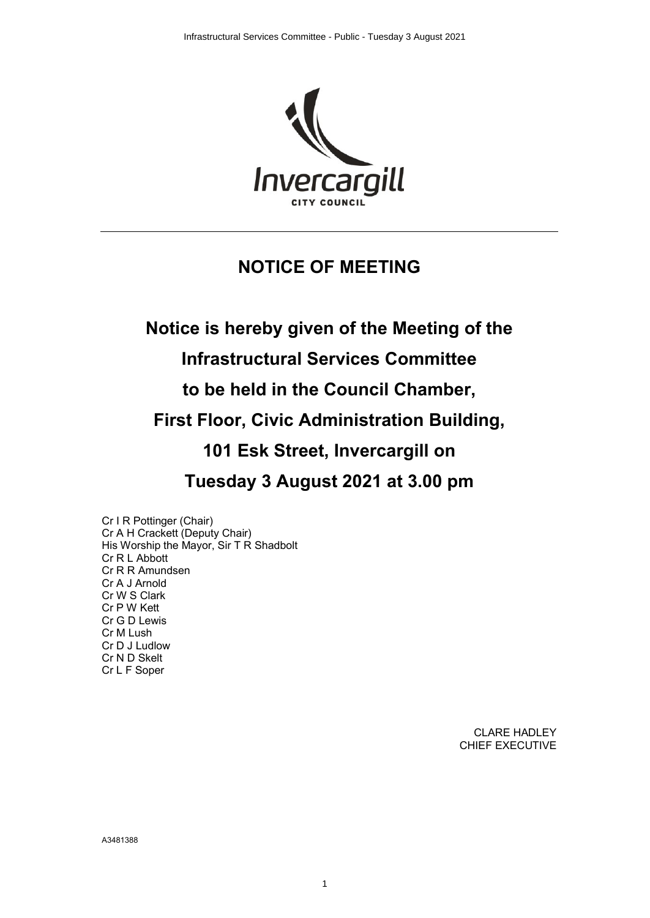# NOTICE OF MEETING

## Notice is hereby given of the Meeting of the Infrastructural Services Committee to be held in the Council Chamber, First Floor, Civic Administration Building, 101 Esk Street, Invercargill on Tuesday 3 August 2021 at 3.00 pm

Cr I R Pottinger (Chair)
Cr A H Crackett (Deputy Chair)
His Worship the Mayor, Sir T R Shadbolt
Cr R L Abbott
Cr R R Amundsen
Cr A J Arnold
Cr W S Clark
Cr P W Kett
Cr G D Lewis
Cr M Lush
Cr D J Ludlow
Cr N D Skelt
Cr L F Soper

CLARE HADLEY
CHIEF EXECUTIVE

A3481388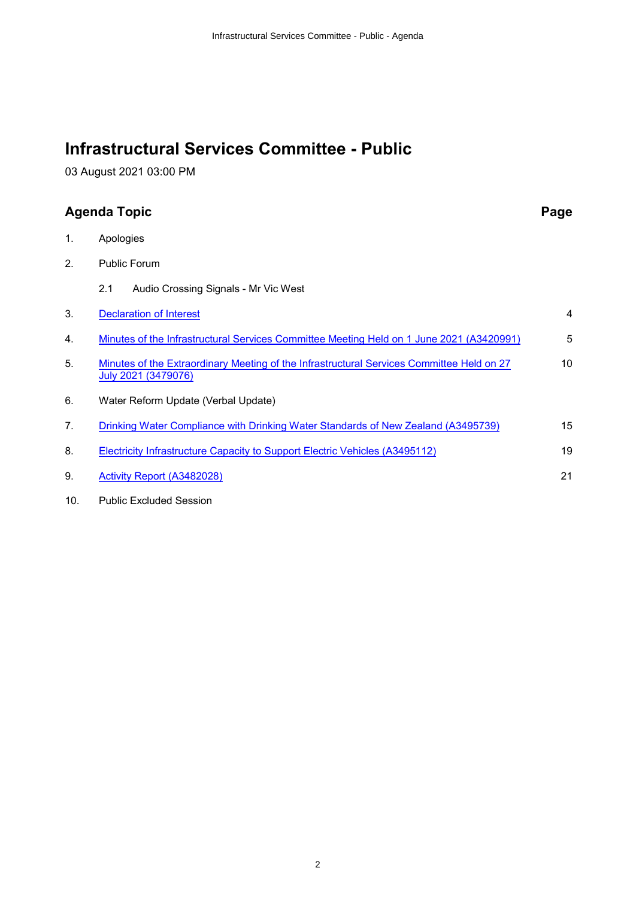# Infrastructural Services Committee - Public

03 August 2021 03:00 PM

| Agenda Topic | | Page |
|---|---|---|
| 1. | Apologies | |
| 2. | Public Forum | |
| | 2.1 Audio Crossing Signals - Mr Vic West | |
| 3. | Declaration of Interest | 4 |
| 4. | Minutes of the Infrastructural Services Committee Meeting Held on 1 June 2021 (A3420991) | 5 |
| 5. | Minutes of the Extraordinary Meeting of the Infrastructural Services Committee Held on 27 July 2021 (3479076) | 10 |
| 6. | Water Reform Update (Verbal Update) | |
| 7. | Drinking Water Compliance with Drinking Water Standards of New Zealand (A3495739) | 15 |
| 8. | Electricity Infrastructure Capacity to Support Electric Vehicles (A3495112) | 19 |
| 9. | Activity Report (A3482028) | 21 |
| 10. | Public Excluded Session | |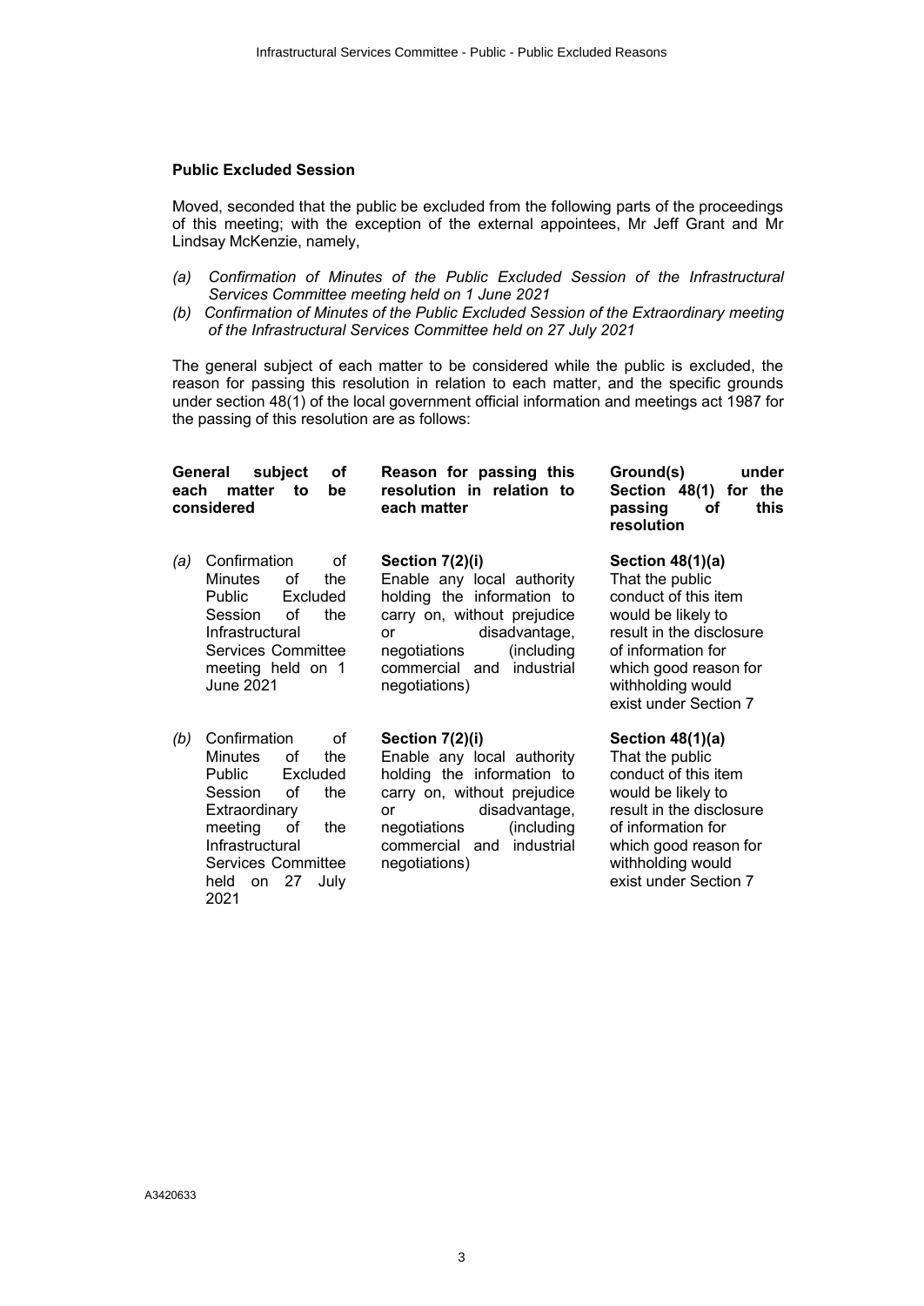**Public Excluded Session**

Moved, seconded that the public be excluded from the following parts of the proceedings of this meeting; with the exception of the external appointees, Mr Jeff Grant and Mr Lindsay McKenzie, namely,

*(a) Confirmation of Minutes of the Public Excluded Session of the Infrastructural Services Committee meeting held on 1 June 2021*
*(b) Confirmation of Minutes of the Public Excluded Session of the Extraordinary meeting of the Infrastructural Services Committee held on 27 July 2021*

The general subject of each matter to be considered while the public is excluded, the reason for passing this resolution in relation to each matter, and the specific grounds under section 48(1) of the local government official information and meetings act 1987 for the passing of this resolution are as follows:

| **General subject of each matter to be considered** | **Reason for passing this resolution in relation to each matter** | **Ground(s) under Section 48(1) for the passing of this resolution** |
|---|---|---|
| *(a)* Confirmation of Minutes of the Public Excluded Session of the Infrastructural Services Committee meeting held on 1 June 2021 | **Section 7(2)(i)** Enable any local authority holding the information to carry on, without prejudice or disadvantage, negotiations (including commercial and industrial negotiations) | **Section 48(1)(a)** That the public conduct of this item would be likely to result in the disclosure of information for which good reason for withholding would exist under Section 7 |
| *(b)* Confirmation of Minutes of the Public Excluded Session of the Extraordinary meeting of the Infrastructural Services Committee held on 27 July 2021 | **Section 7(2)(i)** Enable any local authority holding the information to carry on, without prejudice or disadvantage, negotiations (including commercial and industrial negotiations) | **Section 48(1)(a)** That the public conduct of this item would be likely to result in the disclosure of information for which good reason for withholding would exist under Section 7 |

A3420633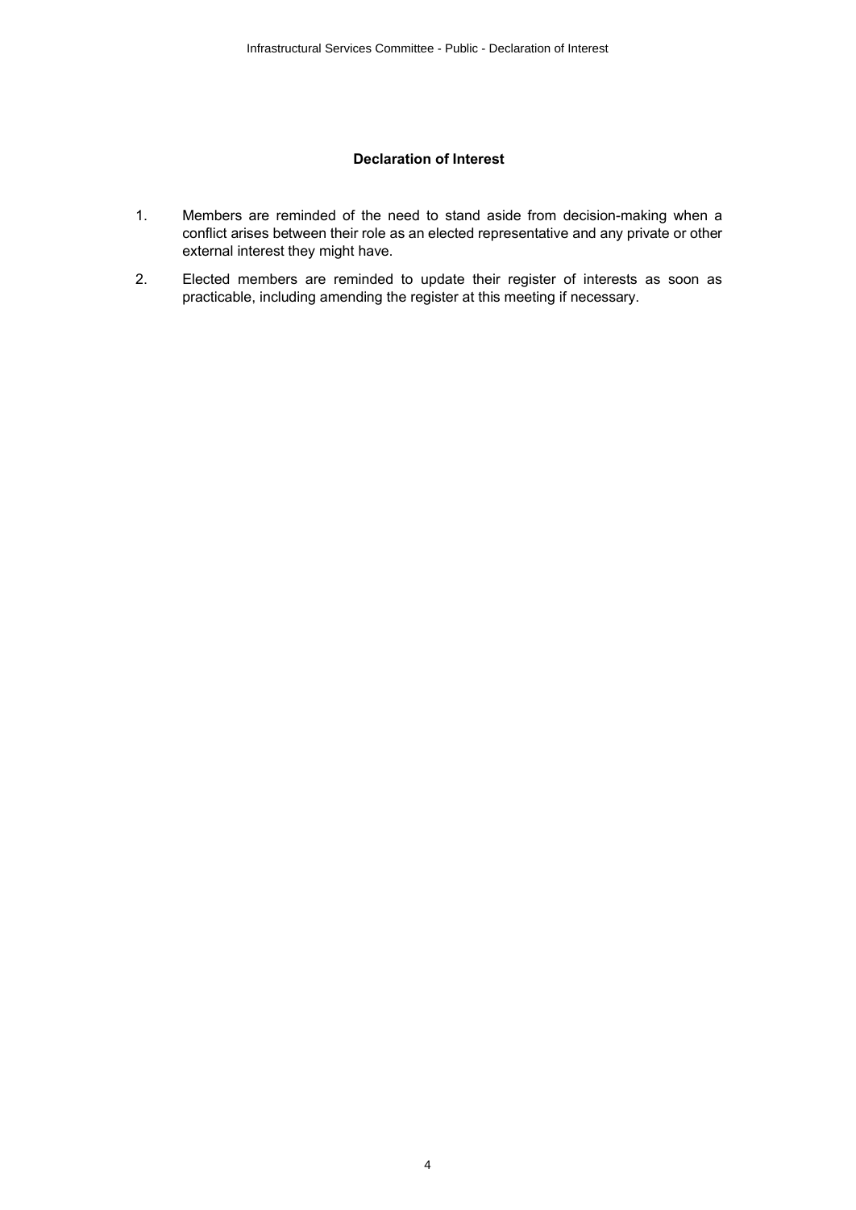**Declaration of Interest**

1. Members are reminded of the need to stand aside from decision-making when a conflict arises between their role as an elected representative and any private or other external interest they might have.

2. Elected members are reminded to update their register of interests as soon as practicable, including amending the register at this meeting if necessary.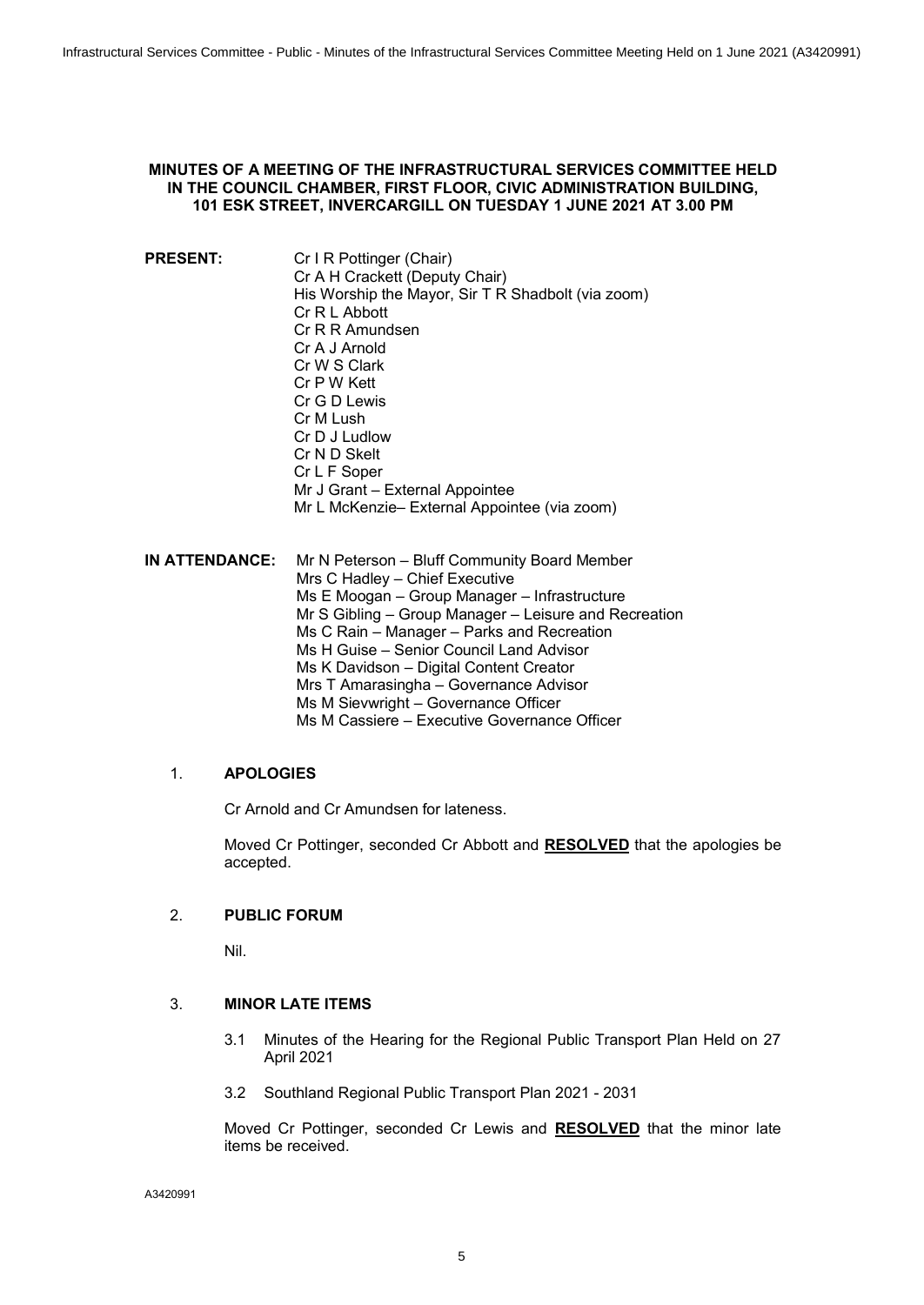**MINUTES OF A MEETING OF THE INFRASTRUCTURAL SERVICES COMMITTEE HELD IN THE COUNCIL CHAMBER, FIRST FLOOR, CIVIC ADMINISTRATION BUILDING, 101 ESK STREET, INVERCARGILL ON TUESDAY 1 JUNE 2021 AT 3.00 PM**

**PRESENT:**
Cr I R Pottinger (Chair)
Cr A H Crackett (Deputy Chair)
His Worship the Mayor, Sir T R Shadbolt (via zoom)
Cr R L Abbott
Cr R R Amundsen
Cr A J Arnold
Cr W S Clark
Cr P W Kett
Cr G D Lewis
Cr M Lush
Cr D J Ludlow
Cr N D Skelt
Cr L F Soper
Mr J Grant – External Appointee
Mr L McKenzie– External Appointee (via zoom)

**IN ATTENDANCE:**
Mr N Peterson – Bluff Community Board Member
Mrs C Hadley – Chief Executive
Ms E Moogan – Group Manager – Infrastructure
Mr S Gibling – Group Manager – Leisure and Recreation
Ms C Rain – Manager – Parks and Recreation
Ms H Guise – Senior Council Land Advisor
Ms K Davidson – Digital Content Creator
Mrs T Amarasingha – Governance Advisor
Ms M Sievwright – Governance Officer
Ms M Cassiere – Executive Governance Officer

1. **APOLOGIES**

   Cr Arnold and Cr Amundsen for lateness.

   Moved Cr Pottinger, seconded Cr Abbott and **RESOLVED** that the apologies be accepted.

2. **PUBLIC FORUM**

   Nil.

3. **MINOR LATE ITEMS**

   3.1 Minutes of the Hearing for the Regional Public Transport Plan Held on 27 April 2021

   3.2 Southland Regional Public Transport Plan 2021 - 2031

   Moved Cr Pottinger, seconded Cr Lewis and **RESOLVED** that the minor late items be received.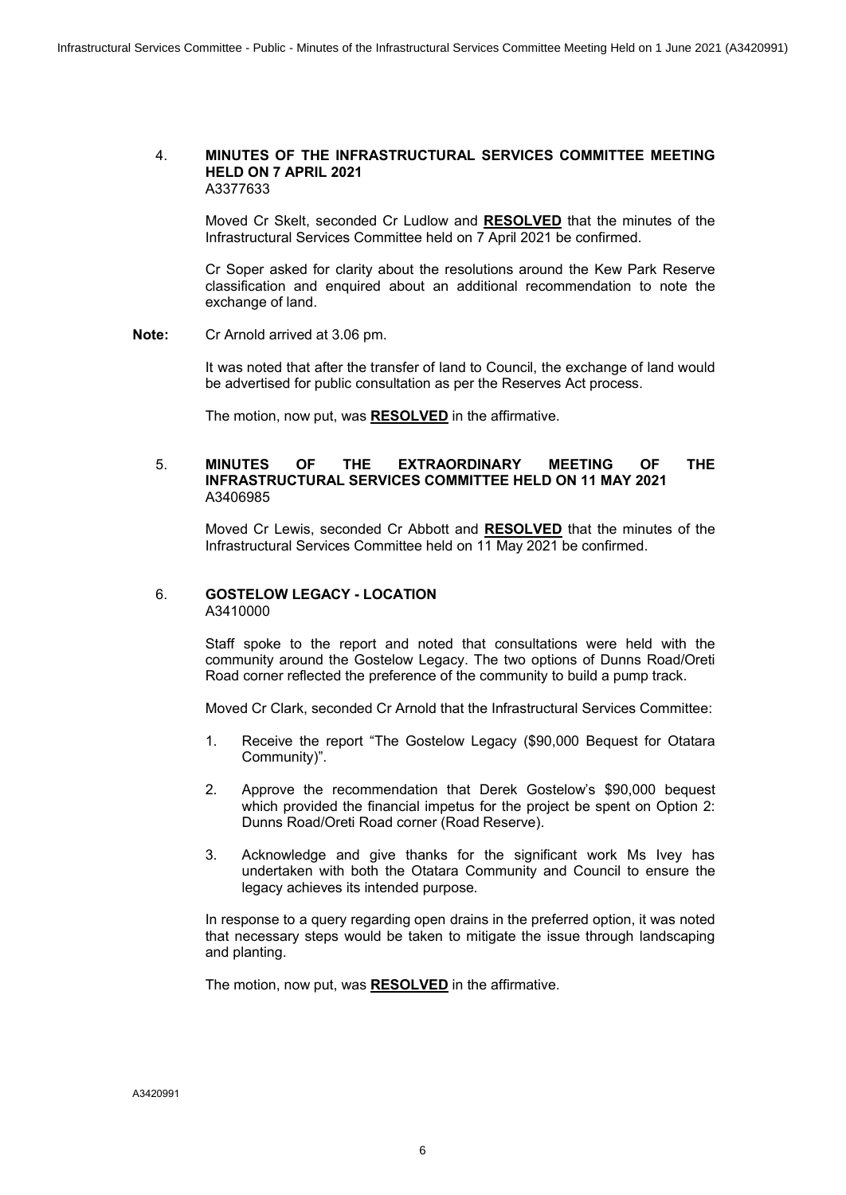## 4. MINUTES OF THE INFRASTRUCTURAL SERVICES COMMITTEE MEETING HELD ON 7 APRIL 2021

A3377633

Moved Cr Skelt, seconded Cr Ludlow and **RESOLVED** that the minutes of the Infrastructural Services Committee held on 7 April 2021 be confirmed.

Cr Soper asked for clarity about the resolutions around the Kew Park Reserve classification and enquired about an additional recommendation to note the exchange of land.

**Note:** Cr Arnold arrived at 3.06 pm.

It was noted that after the transfer of land to Council, the exchange of land would be advertised for public consultation as per the Reserves Act process.

The motion, now put, was **RESOLVED** in the affirmative.

## 5. MINUTES OF THE EXTRAORDINARY MEETING OF THE INFRASTRUCTURAL SERVICES COMMITTEE HELD ON 11 MAY 2021

A3406985

Moved Cr Lewis, seconded Cr Abbott and **RESOLVED** that the minutes of the Infrastructural Services Committee held on 11 May 2021 be confirmed.

## 6. GOSTELOW LEGACY - LOCATION

A3410000

Staff spoke to the report and noted that consultations were held with the community around the Gostelow Legacy. The two options of Dunns Road/Oreti Road corner reflected the preference of the community to build a pump track.

Moved Cr Clark, seconded Cr Arnold that the Infrastructural Services Committee:

1. Receive the report "The Gostelow Legacy ($90,000 Bequest for Otatara Community)".
2. Approve the recommendation that Derek Gostelow's $90,000 bequest which provided the financial impetus for the project be spent on Option 2: Dunns Road/Oreti Road corner (Road Reserve).
3. Acknowledge and give thanks for the significant work Ms Ivey has undertaken with both the Otatara Community and Council to ensure the legacy achieves its intended purpose.

In response to a query regarding open drains in the preferred option, it was noted that necessary steps would be taken to mitigate the issue through landscaping and planting.

The motion, now put, was **RESOLVED** in the affirmative.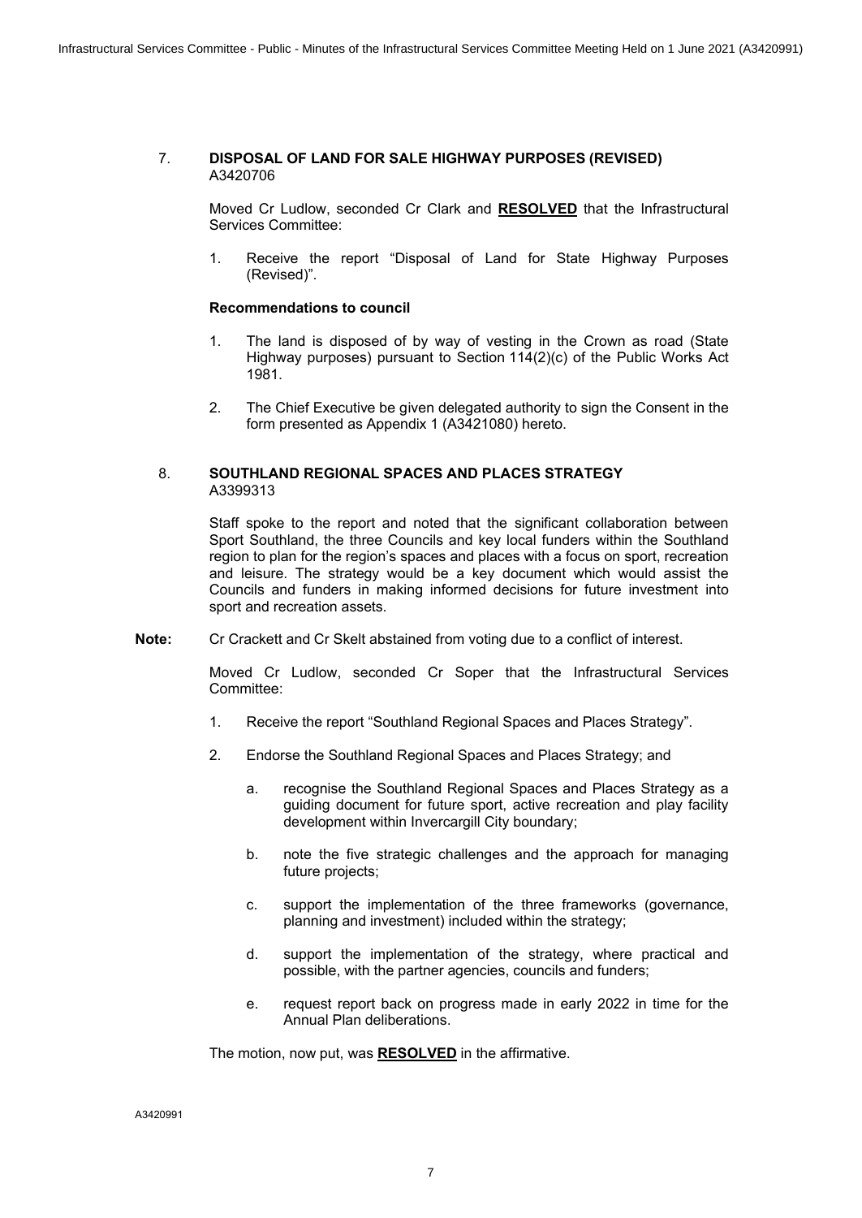## 7. DISPOSAL OF LAND FOR SALE HIGHWAY PURPOSES (REVISED)

A3420706

Moved Cr Ludlow, seconded Cr Clark and **RESOLVED** that the Infrastructural Services Committee:

1. Receive the report "Disposal of Land for State Highway Purposes (Revised)".

**Recommendations to council**

1. The land is disposed of by way of vesting in the Crown as road (State Highway purposes) pursuant to Section 114(2)(c) of the Public Works Act 1981.
2. The Chief Executive be given delegated authority to sign the Consent in the form presented as Appendix 1 (A3421080) hereto.

## 8. SOUTHLAND REGIONAL SPACES AND PLACES STRATEGY

A3399313

Staff spoke to the report and noted that the significant collaboration between Sport Southland, the three Councils and key local funders within the Southland region to plan for the region's spaces and places with a focus on sport, recreation and leisure. The strategy would be a key document which would assist the Councils and funders in making informed decisions for future investment into sport and recreation assets.

**Note:** Cr Crackett and Cr Skelt abstained from voting due to a conflict of interest.

Moved Cr Ludlow, seconded Cr Soper that the Infrastructural Services Committee:

1. Receive the report "Southland Regional Spaces and Places Strategy".
2. Endorse the Southland Regional Spaces and Places Strategy; and
   a. recognise the Southland Regional Spaces and Places Strategy as a guiding document for future sport, active recreation and play facility development within Invercargill City boundary;
   b. note the five strategic challenges and the approach for managing future projects;
   c. support the implementation of the three frameworks (governance, planning and investment) included within the strategy;
   d. support the implementation of the strategy, where practical and possible, with the partner agencies, councils and funders;
   e. request report back on progress made in early 2022 in time for the Annual Plan deliberations.

The motion, now put, was **RESOLVED** in the affirmative.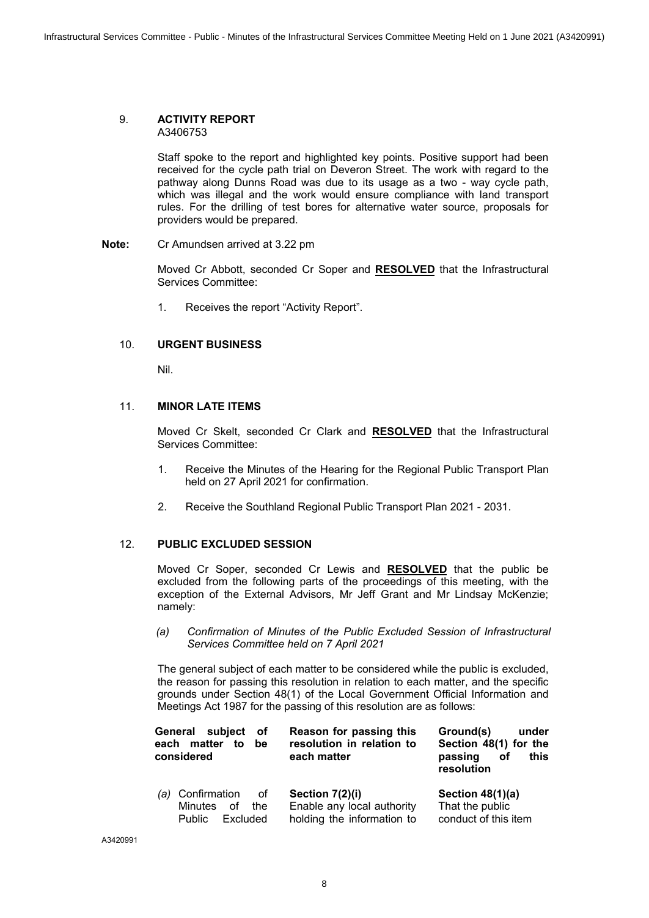### 9. ACTIVITY REPORT

A3406753

Staff spoke to the report and highlighted key points. Positive support had been received for the cycle path trial on Deveron Street. The work with regard to the pathway along Dunns Road was due to its usage as a two - way cycle path, which was illegal and the work would ensure compliance with land transport rules. For the drilling of test bores for alternative water source, proposals for providers would be prepared.

**Note:** Cr Amundsen arrived at 3.22 pm

Moved Cr Abbott, seconded Cr Soper and **RESOLVED** that the Infrastructural Services Committee:

1. Receives the report "Activity Report".

### 10. URGENT BUSINESS

Nil.

### 11. MINOR LATE ITEMS

Moved Cr Skelt, seconded Cr Clark and **RESOLVED** that the Infrastructural Services Committee:

1. Receive the Minutes of the Hearing for the Regional Public Transport Plan held on 27 April 2021 for confirmation.
2. Receive the Southland Regional Public Transport Plan 2021 - 2031.

### 12. PUBLIC EXCLUDED SESSION

Moved Cr Soper, seconded Cr Lewis and **RESOLVED** that the public be excluded from the following parts of the proceedings of this meeting, with the exception of the External Advisors, Mr Jeff Grant and Mr Lindsay McKenzie; namely:

*(a) Confirmation of Minutes of the Public Excluded Session of Infrastructural Services Committee held on 7 April 2021*

The general subject of each matter to be considered while the public is excluded, the reason for passing this resolution in relation to each matter, and the specific grounds under Section 48(1) of the Local Government Official Information and Meetings Act 1987 for the passing of this resolution are as follows:

| General subject of each matter to be considered | Reason for passing this resolution in relation to each matter | Ground(s) under Section 48(1) for the passing of this resolution |
|---|---|---|
| *(a)* Confirmation of Minutes of the Public Excluded | **Section 7(2)(i)** Enable any local authority holding the information to | **Section 48(1)(a)** That the public conduct of this item |

A3420991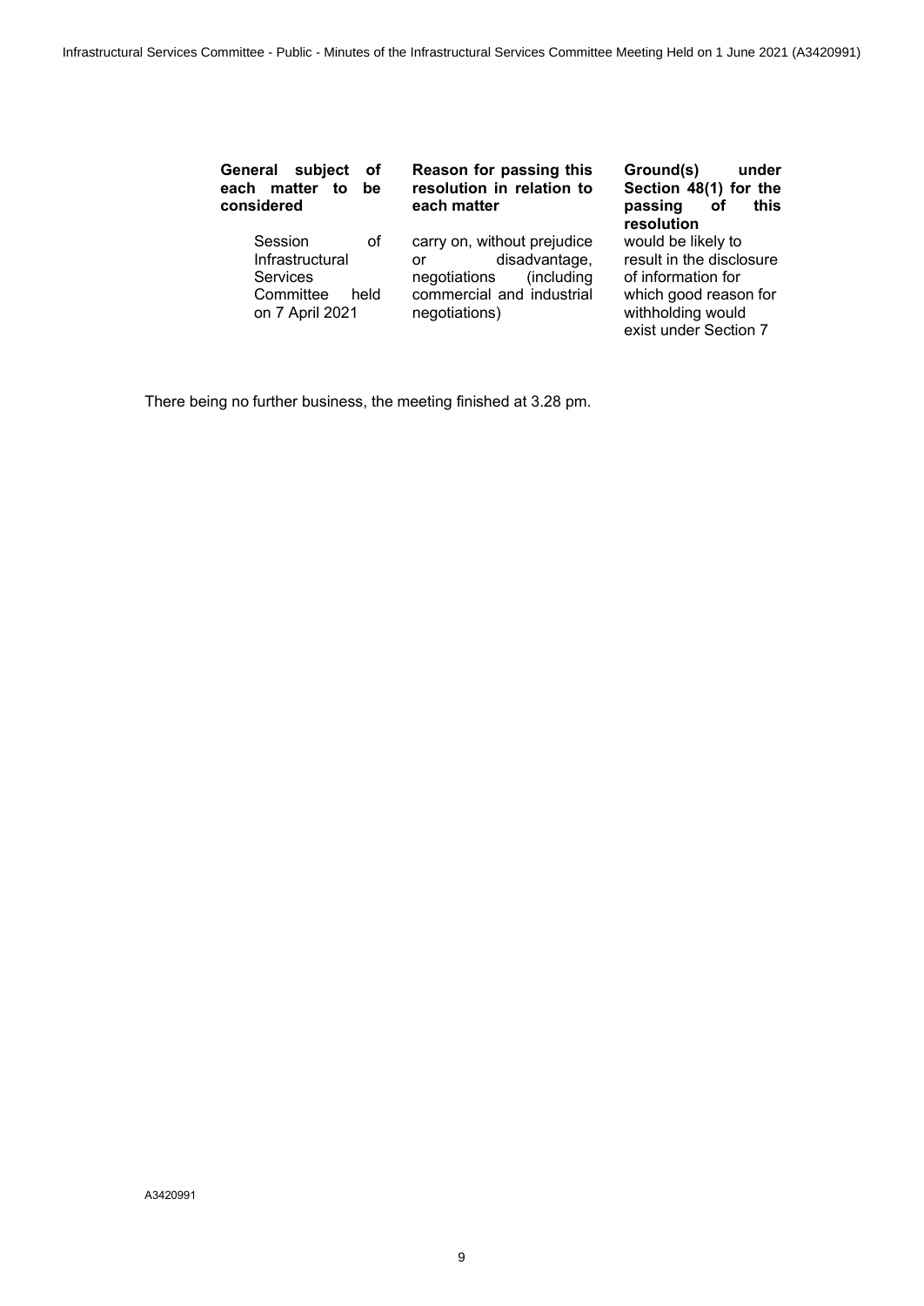| General subject of each matter to be considered | Reason for passing this resolution in relation to each matter | Ground(s) under Section 48(1) for the passing of this resolution |
|---|---|---|
| Session of Infrastructural Services Committee held on 7 April 2021 | carry on, without prejudice or disadvantage, negotiations (including commercial and industrial negotiations) | would be likely to result in the disclosure of information for which good reason for withholding would exist under Section 7 |

There being no further business, the meeting finished at 3.28 pm.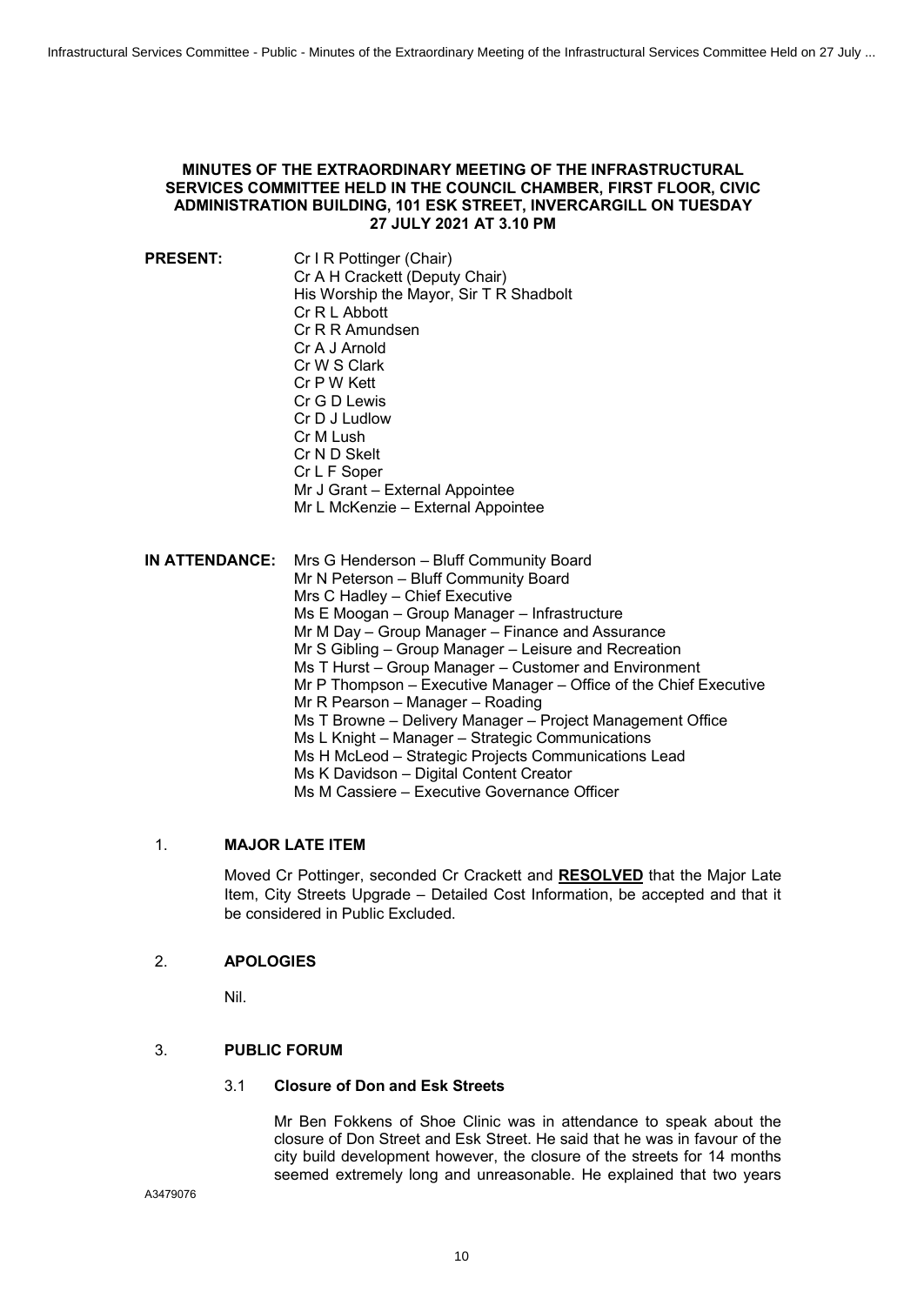**MINUTES OF THE EXTRAORDINARY MEETING OF THE INFRASTRUCTURAL SERVICES COMMITTEE HELD IN THE COUNCIL CHAMBER, FIRST FLOOR, CIVIC ADMINISTRATION BUILDING, 101 ESK STREET, INVERCARGILL ON TUESDAY 27 JULY 2021 AT 3.10 PM**

**PRESENT:**
Cr I R Pottinger (Chair)
Cr A H Crackett (Deputy Chair)
His Worship the Mayor, Sir T R Shadbolt
Cr R L Abbott
Cr R R Amundsen
Cr A J Arnold
Cr W S Clark
Cr P W Kett
Cr G D Lewis
Cr D J Ludlow
Cr M Lush
Cr N D Skelt
Cr L F Soper
Mr J Grant – External Appointee
Mr L McKenzie – External Appointee

**IN ATTENDANCE:**
Mrs G Henderson – Bluff Community Board
Mr N Peterson – Bluff Community Board
Mrs C Hadley – Chief Executive
Ms E Moogan – Group Manager – Infrastructure
Mr M Day – Group Manager – Finance and Assurance
Mr S Gibling – Group Manager – Leisure and Recreation
Ms T Hurst – Group Manager – Customer and Environment
Mr P Thompson – Executive Manager – Office of the Chief Executive
Mr R Pearson – Manager – Roading
Ms T Browne – Delivery Manager – Project Management Office
Ms L Knight – Manager – Strategic Communications
Ms H McLeod – Strategic Projects Communications Lead
Ms K Davidson – Digital Content Creator
Ms M Cassiere – Executive Governance Officer

## 1. MAJOR LATE ITEM

Moved Cr Pottinger, seconded Cr Crackett and **RESOLVED** that the Major Late Item, City Streets Upgrade – Detailed Cost Information, be accepted and that it be considered in Public Excluded.

## 2. APOLOGIES

Nil.

## 3. PUBLIC FORUM

### 3.1 Closure of Don and Esk Streets

Mr Ben Fokkens of Shoe Clinic was in attendance to speak about the closure of Don Street and Esk Street. He said that he was in favour of the city build development however, the closure of the streets for 14 months seemed extremely long and unreasonable. He explained that two years

A3479076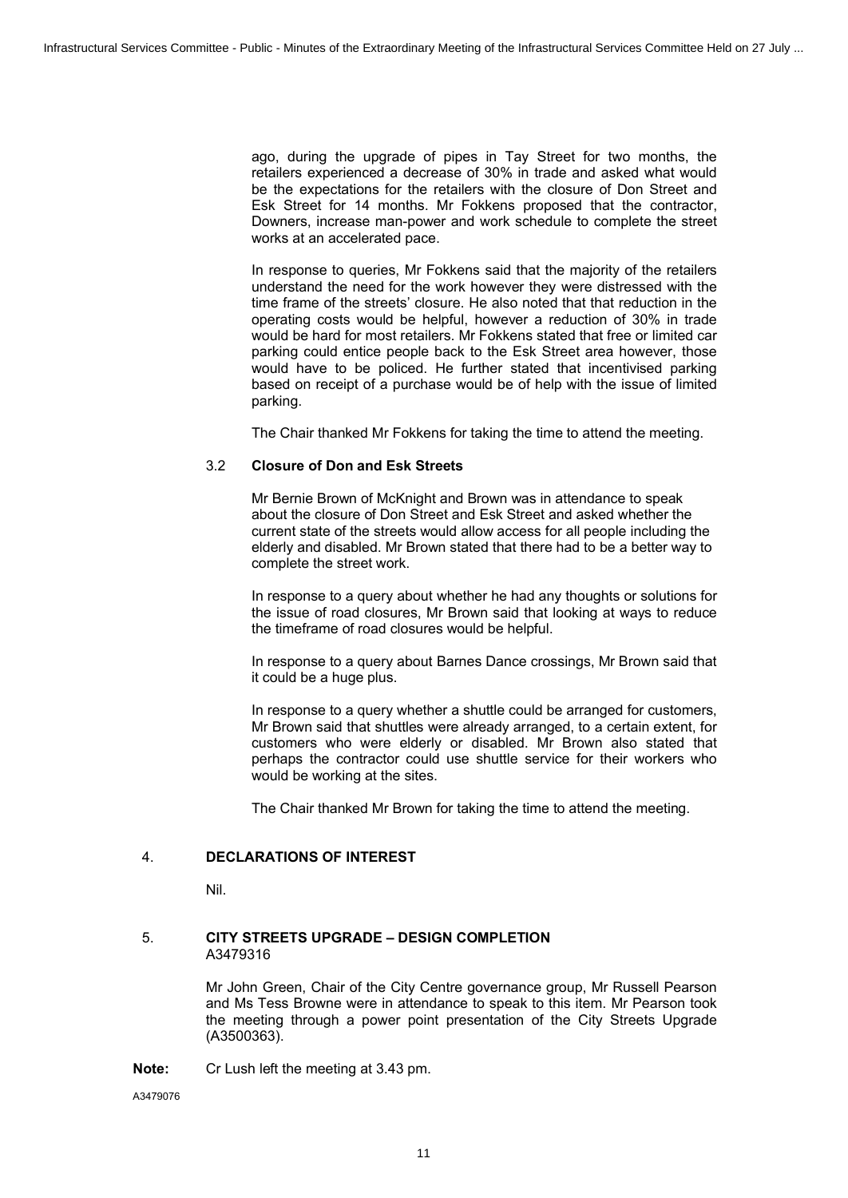ago, during the upgrade of pipes in Tay Street for two months, the retailers experienced a decrease of 30% in trade and asked what would be the expectations for the retailers with the closure of Don Street and Esk Street for 14 months. Mr Fokkens proposed that the contractor, Downers, increase man-power and work schedule to complete the street works at an accelerated pace.

In response to queries, Mr Fokkens said that the majority of the retailers understand the need for the work however they were distressed with the time frame of the streets' closure. He also noted that that reduction in the operating costs would be helpful, however a reduction of 30% in trade would be hard for most retailers. Mr Fokkens stated that free or limited car parking could entice people back to the Esk Street area however, those would have to be policed. He further stated that incentivised parking based on receipt of a purchase would be of help with the issue of limited parking.

The Chair thanked Mr Fokkens for taking the time to attend the meeting.

### 3.2 **Closure of Don and Esk Streets**

Mr Bernie Brown of McKnight and Brown was in attendance to speak about the closure of Don Street and Esk Street and asked whether the current state of the streets would allow access for all people including the elderly and disabled. Mr Brown stated that there had to be a better way to complete the street work.

In response to a query about whether he had any thoughts or solutions for the issue of road closures, Mr Brown said that looking at ways to reduce the timeframe of road closures would be helpful.

In response to a query about Barnes Dance crossings, Mr Brown said that it could be a huge plus.

In response to a query whether a shuttle could be arranged for customers, Mr Brown said that shuttles were already arranged, to a certain extent, for customers who were elderly or disabled. Mr Brown also stated that perhaps the contractor could use shuttle service for their workers who would be working at the sites.

The Chair thanked Mr Brown for taking the time to attend the meeting.

## 4. **DECLARATIONS OF INTEREST**

Nil.

## 5. **CITY STREETS UPGRADE – DESIGN COMPLETION**

A3479316

Mr John Green, Chair of the City Centre governance group, Mr Russell Pearson and Ms Tess Browne were in attendance to speak to this item. Mr Pearson took the meeting through a power point presentation of the City Streets Upgrade (A3500363).

**Note:** Cr Lush left the meeting at 3.43 pm.

A3479076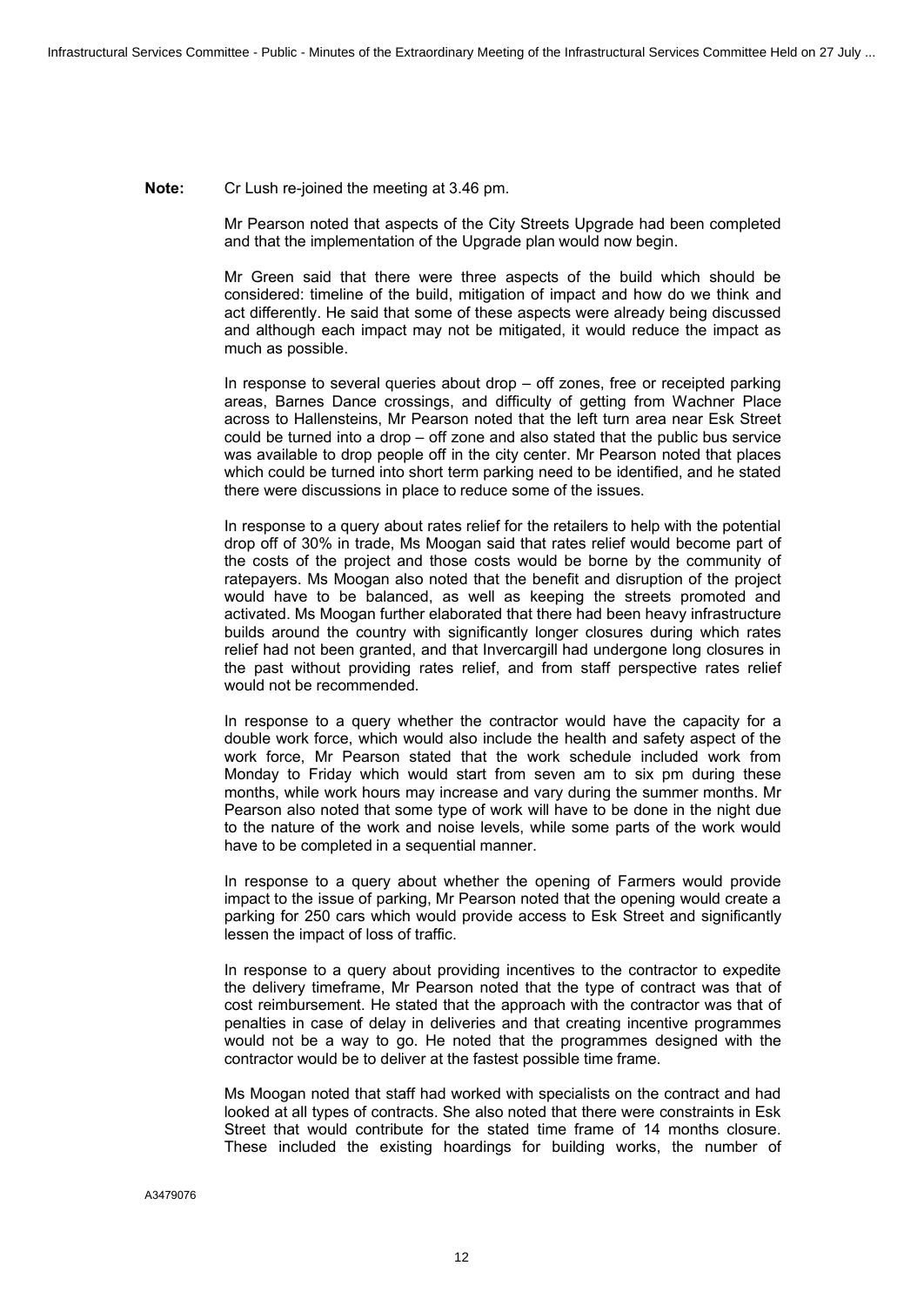**Note:** Cr Lush re-joined the meeting at 3.46 pm.

Mr Pearson noted that aspects of the City Streets Upgrade had been completed and that the implementation of the Upgrade plan would now begin.

Mr Green said that there were three aspects of the build which should be considered: timeline of the build, mitigation of impact and how do we think and act differently. He said that some of these aspects were already being discussed and although each impact may not be mitigated, it would reduce the impact as much as possible.

In response to several queries about drop – off zones, free or receipted parking areas, Barnes Dance crossings, and difficulty of getting from Wachner Place across to Hallensteins, Mr Pearson noted that the left turn area near Esk Street could be turned into a drop – off zone and also stated that the public bus service was available to drop people off in the city center. Mr Pearson noted that places which could be turned into short term parking need to be identified, and he stated there were discussions in place to reduce some of the issues.

In response to a query about rates relief for the retailers to help with the potential drop off of 30% in trade, Ms Moogan said that rates relief would become part of the costs of the project and those costs would be borne by the community of ratepayers. Ms Moogan also noted that the benefit and disruption of the project would have to be balanced, as well as keeping the streets promoted and activated. Ms Moogan further elaborated that there had been heavy infrastructure builds around the country with significantly longer closures during which rates relief had not been granted, and that Invercargill had undergone long closures in the past without providing rates relief, and from staff perspective rates relief would not be recommended.

In response to a query whether the contractor would have the capacity for a double work force, which would also include the health and safety aspect of the work force, Mr Pearson stated that the work schedule included work from Monday to Friday which would start from seven am to six pm during these months, while work hours may increase and vary during the summer months. Mr Pearson also noted that some type of work will have to be done in the night due to the nature of the work and noise levels, while some parts of the work would have to be completed in a sequential manner.

In response to a query about whether the opening of Farmers would provide impact to the issue of parking, Mr Pearson noted that the opening would create a parking for 250 cars which would provide access to Esk Street and significantly lessen the impact of loss of traffic.

In response to a query about providing incentives to the contractor to expedite the delivery timeframe, Mr Pearson noted that the type of contract was that of cost reimbursement. He stated that the approach with the contractor was that of penalties in case of delay in deliveries and that creating incentive programmes would not be a way to go. He noted that the programmes designed with the contractor would be to deliver at the fastest possible time frame.

Ms Moogan noted that staff had worked with specialists on the contract and had looked at all types of contracts. She also noted that there were constraints in Esk Street that would contribute for the stated time frame of 14 months closure. These included the existing hoardings for building works, the number of

A3479076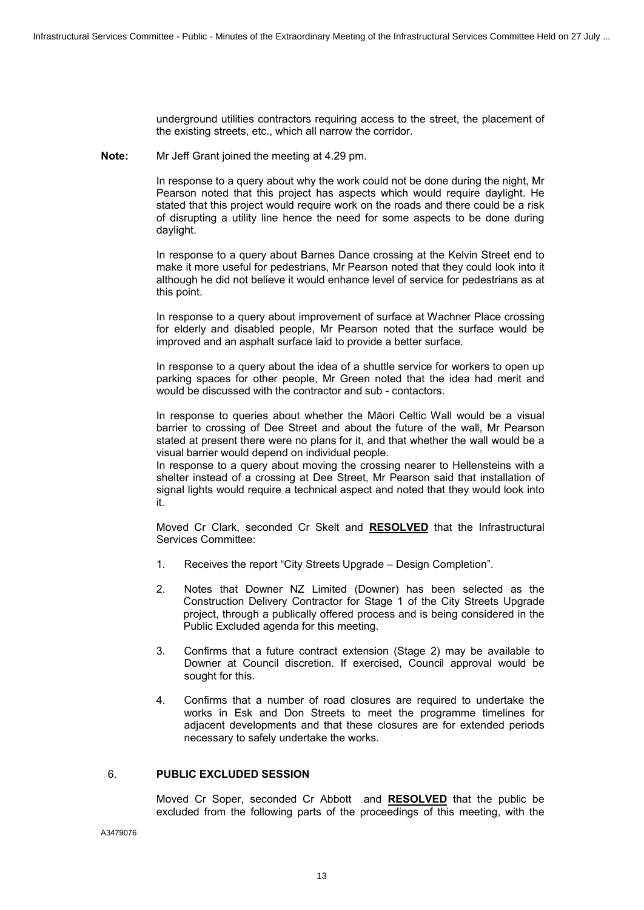underground utilities contractors requiring access to the street, the placement of the existing streets, etc., which all narrow the corridor.

**Note:** Mr Jeff Grant joined the meeting at 4.29 pm.

In response to a query about why the work could not be done during the night, Mr Pearson noted that this project has aspects which would require daylight. He stated that this project would require work on the roads and there could be a risk of disrupting a utility line hence the need for some aspects to be done during daylight.

In response to a query about Barnes Dance crossing at the Kelvin Street end to make it more useful for pedestrians, Mr Pearson noted that they could look into it although he did not believe it would enhance level of service for pedestrians as at this point.

In response to a query about improvement of surface at Wachner Place crossing for elderly and disabled people, Mr Pearson noted that the surface would be improved and an asphalt surface laid to provide a better surface.

In response to a query about the idea of a shuttle service for workers to open up parking spaces for other people, Mr Green noted that the idea had merit and would be discussed with the contractor and sub - contactors.

In response to queries about whether the Māori Celtic Wall would be a visual barrier to crossing of Dee Street and about the future of the wall, Mr Pearson stated at present there were no plans for it, and that whether the wall would be a visual barrier would depend on individual people.

In response to a query about moving the crossing nearer to Hellensteins with a shelter instead of a crossing at Dee Street, Mr Pearson said that installation of signal lights would require a technical aspect and noted that they would look into it.

Moved Cr Clark, seconded Cr Skelt and **RESOLVED** that the Infrastructural Services Committee:

1. Receives the report "City Streets Upgrade – Design Completion".

2. Notes that Downer NZ Limited (Downer) has been selected as the Construction Delivery Contractor for Stage 1 of the City Streets Upgrade project, through a publically offered process and is being considered in the Public Excluded agenda for this meeting.

3. Confirms that a future contract extension (Stage 2) may be available to Downer at Council discretion. If exercised, Council approval would be sought for this.

4. Confirms that a number of road closures are required to undertake the works in Esk and Don Streets to meet the programme timelines for adjacent developments and that these closures are for extended periods necessary to safely undertake the works.

## 6. PUBLIC EXCLUDED SESSION

Moved Cr Soper, seconded Cr Abbott and **RESOLVED** that the public be excluded from the following parts of the proceedings of this meeting, with the

A3479076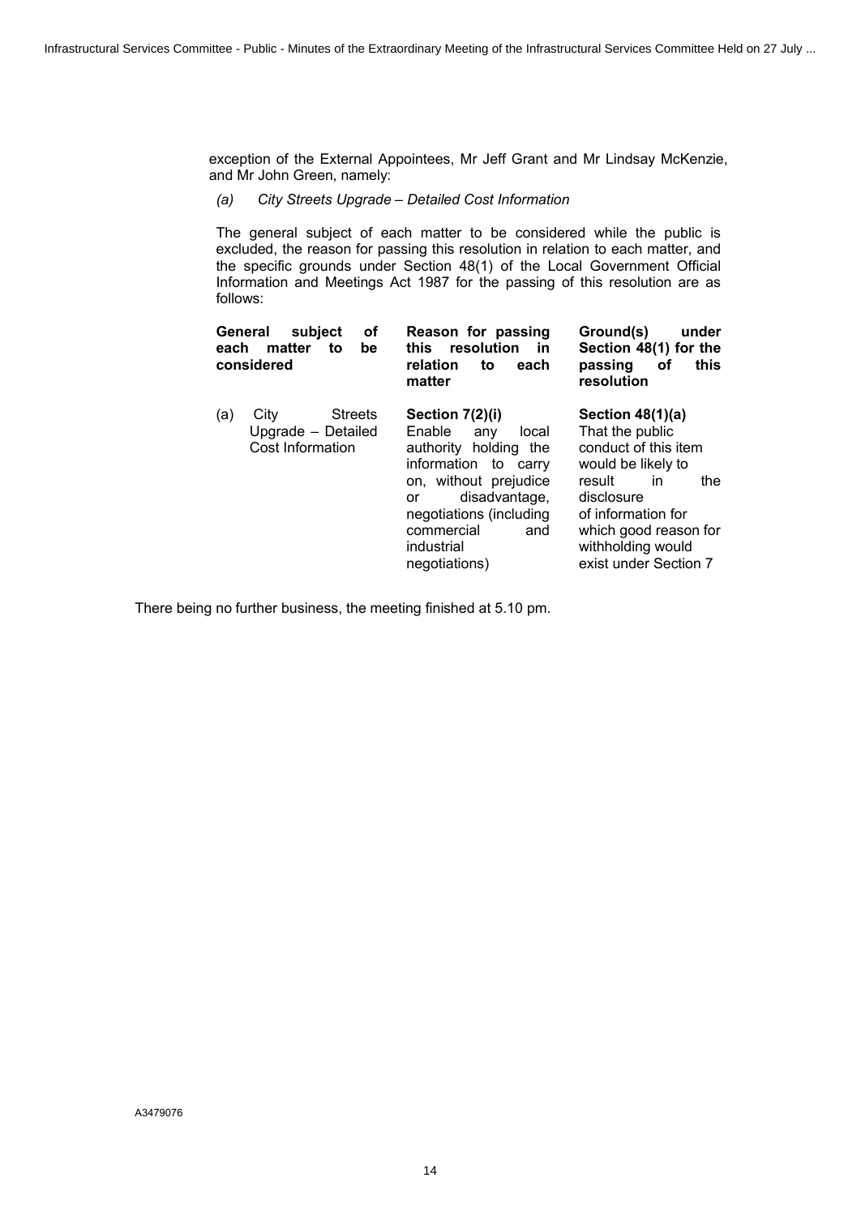exception of the External Appointees, Mr Jeff Grant and Mr Lindsay McKenzie, and Mr John Green, namely:

*(a) City Streets Upgrade – Detailed Cost Information*

The general subject of each matter to be considered while the public is excluded, the reason for passing this resolution in relation to each matter, and the specific grounds under Section 48(1) of the Local Government Official Information and Meetings Act 1987 for the passing of this resolution are as follows:

| General subject of each matter to be considered | Reason for passing this resolution in relation to each matter | Ground(s) under Section 48(1) for the passing of this resolution |
|---|---|---|
| (a) City Streets Upgrade – Detailed Cost Information | **Section 7(2)(i)** Enable any local authority holding the information to carry on, without prejudice or disadvantage, negotiations (including commercial and industrial negotiations) | **Section 48(1)(a)** That the public conduct of this item would be likely to result in the disclosure of information for which good reason for withholding would exist under Section 7 |

There being no further business, the meeting finished at 5.10 pm.

A3479076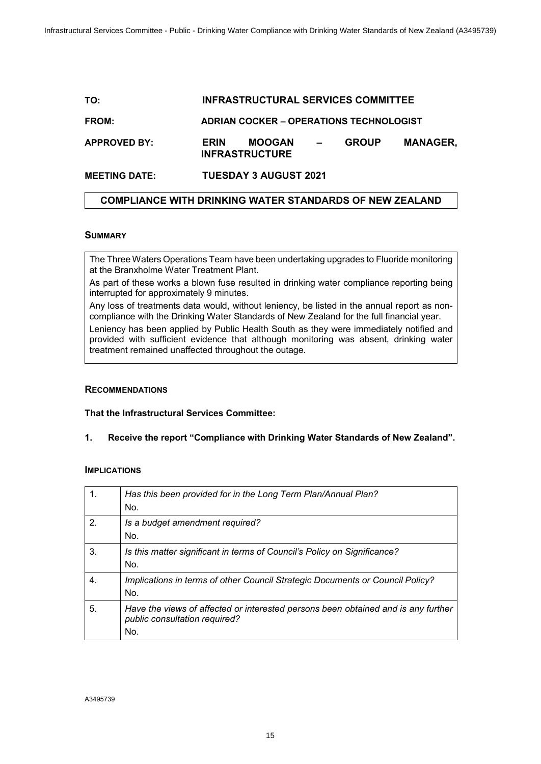**TO:** INFRASTRUCTURAL SERVICES COMMITTEE

**FROM:** ADRIAN COCKER – OPERATIONS TECHNOLOGIST

**APPROVED BY:** ERIN MOOGAN – GROUP MANAGER, INFRASTRUCTURE

**MEETING DATE:** TUESDAY 3 AUGUST 2021

## COMPLIANCE WITH DRINKING WATER STANDARDS OF NEW ZEALAND

### SUMMARY

The Three Waters Operations Team have been undertaking upgrades to Fluoride monitoring at the Branxholme Water Treatment Plant.

As part of these works a blown fuse resulted in drinking water compliance reporting being interrupted for approximately 9 minutes.

Any loss of treatments data would, without leniency, be listed in the annual report as non-compliance with the Drinking Water Standards of New Zealand for the full financial year.

Leniency has been applied by Public Health South as they were immediately notified and provided with sufficient evidence that although monitoring was absent, drinking water treatment remained unaffected throughout the outage.

### RECOMMENDATIONS

**That the Infrastructural Services Committee:**

**1. Receive the report "Compliance with Drinking Water Standards of New Zealand".**

### IMPLICATIONS

| | |
|---|---|
| 1. | *Has this been provided for in the Long Term Plan/Annual Plan?*<br>No. |
| 2. | *Is a budget amendment required?*<br>No. |
| 3. | *Is this matter significant in terms of Council's Policy on Significance?*<br>No. |
| 4. | *Implications in terms of other Council Strategic Documents or Council Policy?*<br>No. |
| 5. | *Have the views of affected or interested persons been obtained and is any further public consultation required?*<br>No. |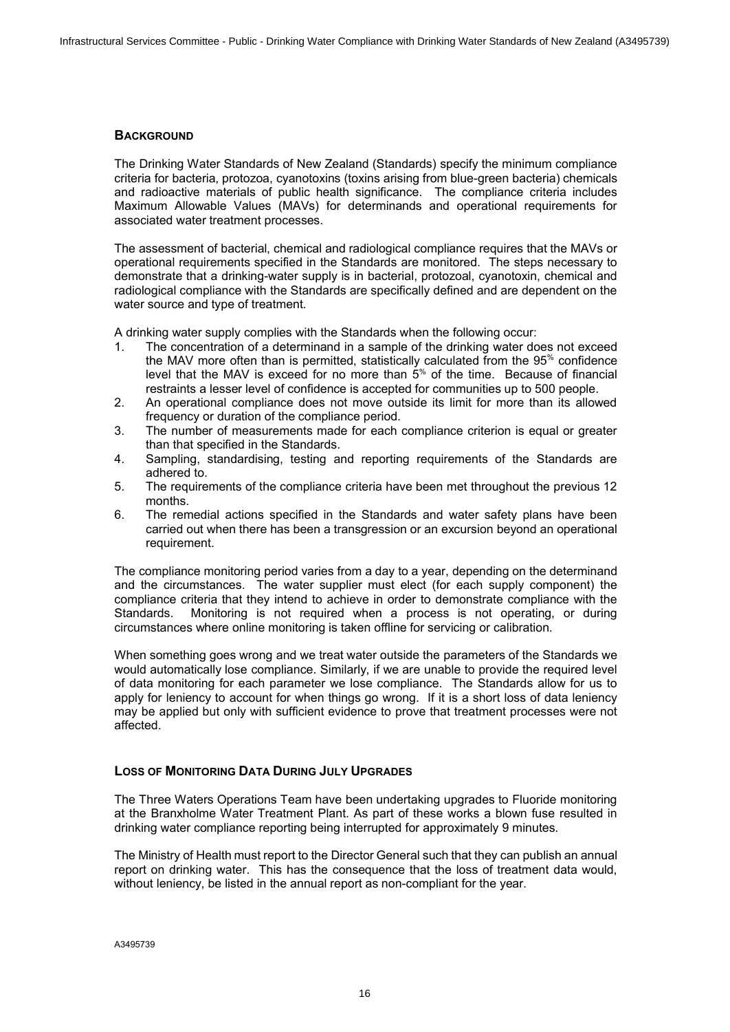## BACKGROUND

The Drinking Water Standards of New Zealand (Standards) specify the minimum compliance criteria for bacteria, protozoa, cyanotoxins (toxins arising from blue-green bacteria) chemicals and radioactive materials of public health significance. The compliance criteria includes Maximum Allowable Values (MAVs) for determinands and operational requirements for associated water treatment processes.

The assessment of bacterial, chemical and radiological compliance requires that the MAVs or operational requirements specified in the Standards are monitored. The steps necessary to demonstrate that a drinking-water supply is in bacterial, protozoal, cyanotoxin, chemical and radiological compliance with the Standards are specifically defined and are dependent on the water source and type of treatment.

A drinking water supply complies with the Standards when the following occur:

1. The concentration of a determinand in a sample of the drinking water does not exceed the MAV more often than is permitted, statistically calculated from the 95% confidence level that the MAV is exceed for no more than 5% of the time. Because of financial restraints a lesser level of confidence is accepted for communities up to 500 people.
2. An operational compliance does not move outside its limit for more than its allowed frequency or duration of the compliance period.
3. The number of measurements made for each compliance criterion is equal or greater than that specified in the Standards.
4. Sampling, standardising, testing and reporting requirements of the Standards are adhered to.
5. The requirements of the compliance criteria have been met throughout the previous 12 months.
6. The remedial actions specified in the Standards and water safety plans have been carried out when there has been a transgression or an excursion beyond an operational requirement.

The compliance monitoring period varies from a day to a year, depending on the determinand and the circumstances. The water supplier must elect (for each supply component) the compliance criteria that they intend to achieve in order to demonstrate compliance with the Standards. Monitoring is not required when a process is not operating, or during circumstances where online monitoring is taken offline for servicing or calibration.

When something goes wrong and we treat water outside the parameters of the Standards we would automatically lose compliance. Similarly, if we are unable to provide the required level of data monitoring for each parameter we lose compliance. The Standards allow for us to apply for leniency to account for when things go wrong. If it is a short loss of data leniency may be applied but only with sufficient evidence to prove that treatment processes were not affected.

## LOSS OF MONITORING DATA DURING JULY UPGRADES

The Three Waters Operations Team have been undertaking upgrades to Fluoride monitoring at the Branxholme Water Treatment Plant. As part of these works a blown fuse resulted in drinking water compliance reporting being interrupted for approximately 9 minutes.

The Ministry of Health must report to the Director General such that they can publish an annual report on drinking water. This has the consequence that the loss of treatment data would, without leniency, be listed in the annual report as non-compliant for the year.

A3495739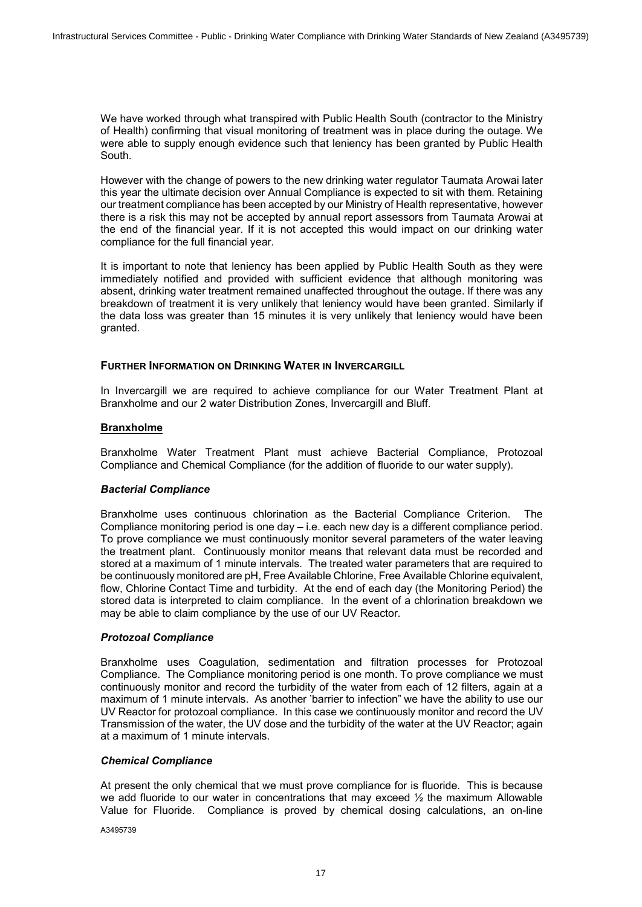We have worked through what transpired with Public Health South (contractor to the Ministry of Health) confirming that visual monitoring of treatment was in place during the outage. We were able to supply enough evidence such that leniency has been granted by Public Health South.

However with the change of powers to the new drinking water regulator Taumata Arowai later this year the ultimate decision over Annual Compliance is expected to sit with them. Retaining our treatment compliance has been accepted by our Ministry of Health representative, however there is a risk this may not be accepted by annual report assessors from Taumata Arowai at the end of the financial year. If it is not accepted this would impact on our drinking water compliance for the full financial year.

It is important to note that leniency has been applied by Public Health South as they were immediately notified and provided with sufficient evidence that although monitoring was absent, drinking water treatment remained unaffected throughout the outage. If there was any breakdown of treatment it is very unlikely that leniency would have been granted. Similarly if the data loss was greater than 15 minutes it is very unlikely that leniency would have been granted.

## FURTHER INFORMATION ON DRINKING WATER IN INVERCARGILL

In Invercargill we are required to achieve compliance for our Water Treatment Plant at Branxholme and our 2 water Distribution Zones, Invercargill and Bluff.

### Branxholme

Branxholme Water Treatment Plant must achieve Bacterial Compliance, Protozoal Compliance and Chemical Compliance (for the addition of fluoride to our water supply).

#### *Bacterial Compliance*

Branxholme uses continuous chlorination as the Bacterial Compliance Criterion. The Compliance monitoring period is one day – i.e. each new day is a different compliance period. To prove compliance we must continuously monitor several parameters of the water leaving the treatment plant. Continuously monitor means that relevant data must be recorded and stored at a maximum of 1 minute intervals. The treated water parameters that are required to be continuously monitored are pH, Free Available Chlorine, Free Available Chlorine equivalent, flow, Chlorine Contact Time and turbidity. At the end of each day (the Monitoring Period) the stored data is interpreted to claim compliance. In the event of a chlorination breakdown we may be able to claim compliance by the use of our UV Reactor.

#### *Protozoal Compliance*

Branxholme uses Coagulation, sedimentation and filtration processes for Protozoal Compliance. The Compliance monitoring period is one month. To prove compliance we must continuously monitor and record the turbidity of the water from each of 12 filters, again at a maximum of 1 minute intervals. As another 'barrier to infection" we have the ability to use our UV Reactor for protozoal compliance. In this case we continuously monitor and record the UV Transmission of the water, the UV dose and the turbidity of the water at the UV Reactor; again at a maximum of 1 minute intervals.

#### *Chemical Compliance*

At present the only chemical that we must prove compliance for is fluoride. This is because we add fluoride to our water in concentrations that may exceed ½ the maximum Allowable Value for Fluoride. Compliance is proved by chemical dosing calculations, an on-line

A3495739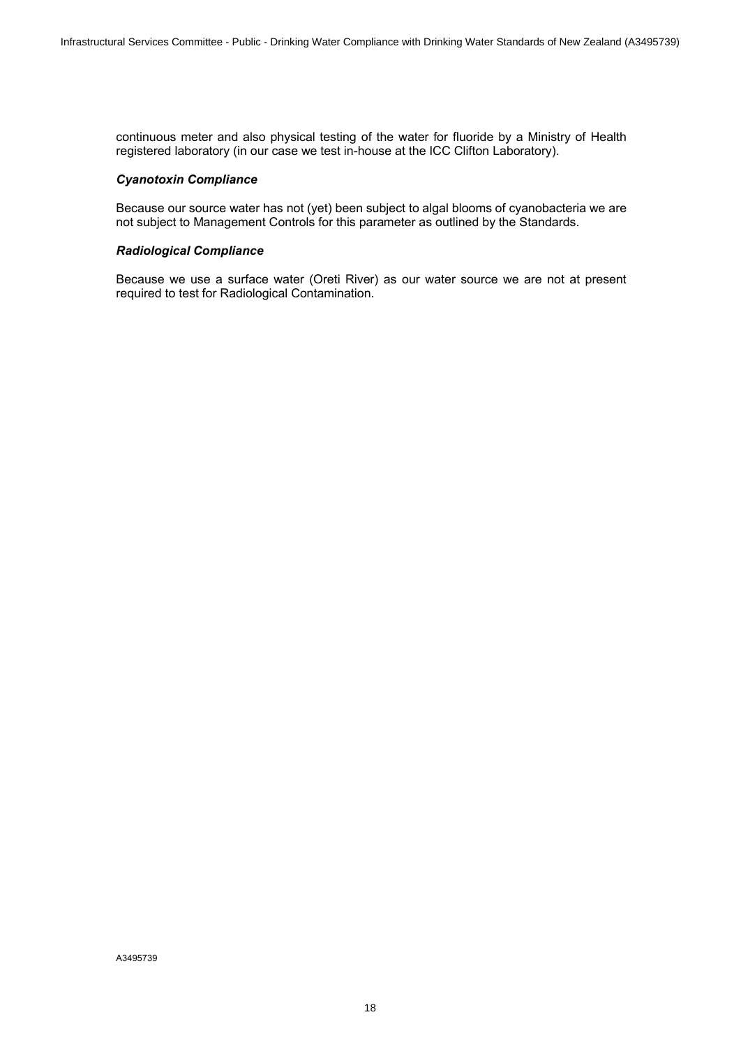continuous meter and also physical testing of the water for fluoride by a Ministry of Health registered laboratory (in our case we test in-house at the ICC Clifton Laboratory).

***Cyanotoxin Compliance***

Because our source water has not (yet) been subject to algal blooms of cyanobacteria we are not subject to Management Controls for this parameter as outlined by the Standards.

***Radiological Compliance***

Because we use a surface water (Oreti River) as our water source we are not at present required to test for Radiological Contamination.

A3495739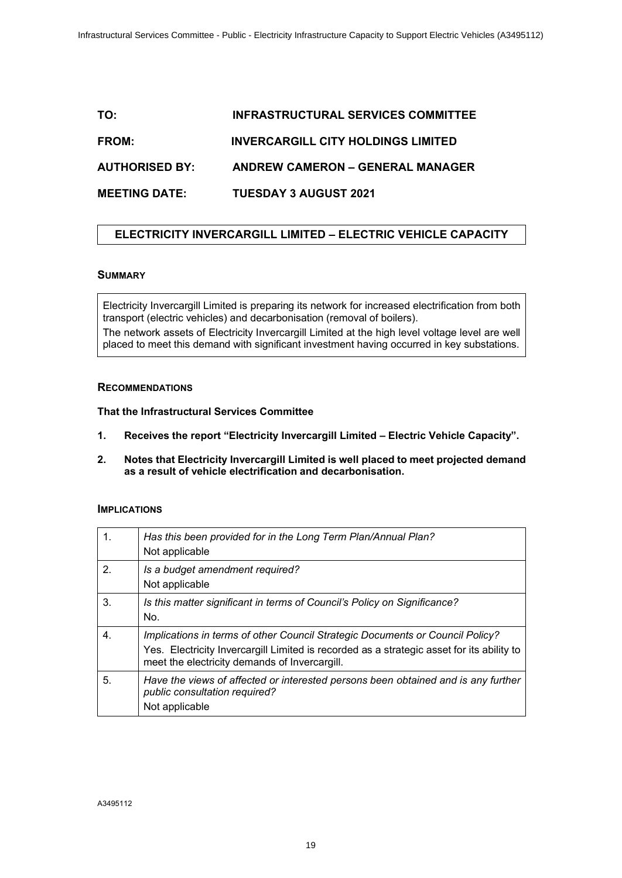**TO:** INFRASTRUCTURAL SERVICES COMMITTEE

**FROM:** INVERCARGILL CITY HOLDINGS LIMITED

**AUTHORISED BY:** ANDREW CAMERON – GENERAL MANAGER

**MEETING DATE:** TUESDAY 3 AUGUST 2021

# ELECTRICITY INVERCARGILL LIMITED – ELECTRIC VEHICLE CAPACITY

## SUMMARY

Electricity Invercargill Limited is preparing its network for increased electrification from both transport (electric vehicles) and decarbonisation (removal of boilers).

The network assets of Electricity Invercargill Limited at the high level voltage level are well placed to meet this demand with significant investment having occurred in key substations.

## RECOMMENDATIONS

**That the Infrastructural Services Committee**

1. **Receives the report "Electricity Invercargill Limited – Electric Vehicle Capacity".**
2. **Notes that Electricity Invercargill Limited is well placed to meet projected demand as a result of vehicle electrification and decarbonisation.**

## IMPLICATIONS

| | |
|---|---|
| 1. | *Has this been provided for in the Long Term Plan/Annual Plan?*<br>Not applicable |
| 2. | *Is a budget amendment required?*<br>Not applicable |
| 3. | *Is this matter significant in terms of Council's Policy on Significance?*<br>No. |
| 4. | *Implications in terms of other Council Strategic Documents or Council Policy?*<br>Yes. Electricity Invercargill Limited is recorded as a strategic asset for its ability to meet the electricity demands of Invercargill. |
| 5. | *Have the views of affected or interested persons been obtained and is any further public consultation required?*<br>Not applicable |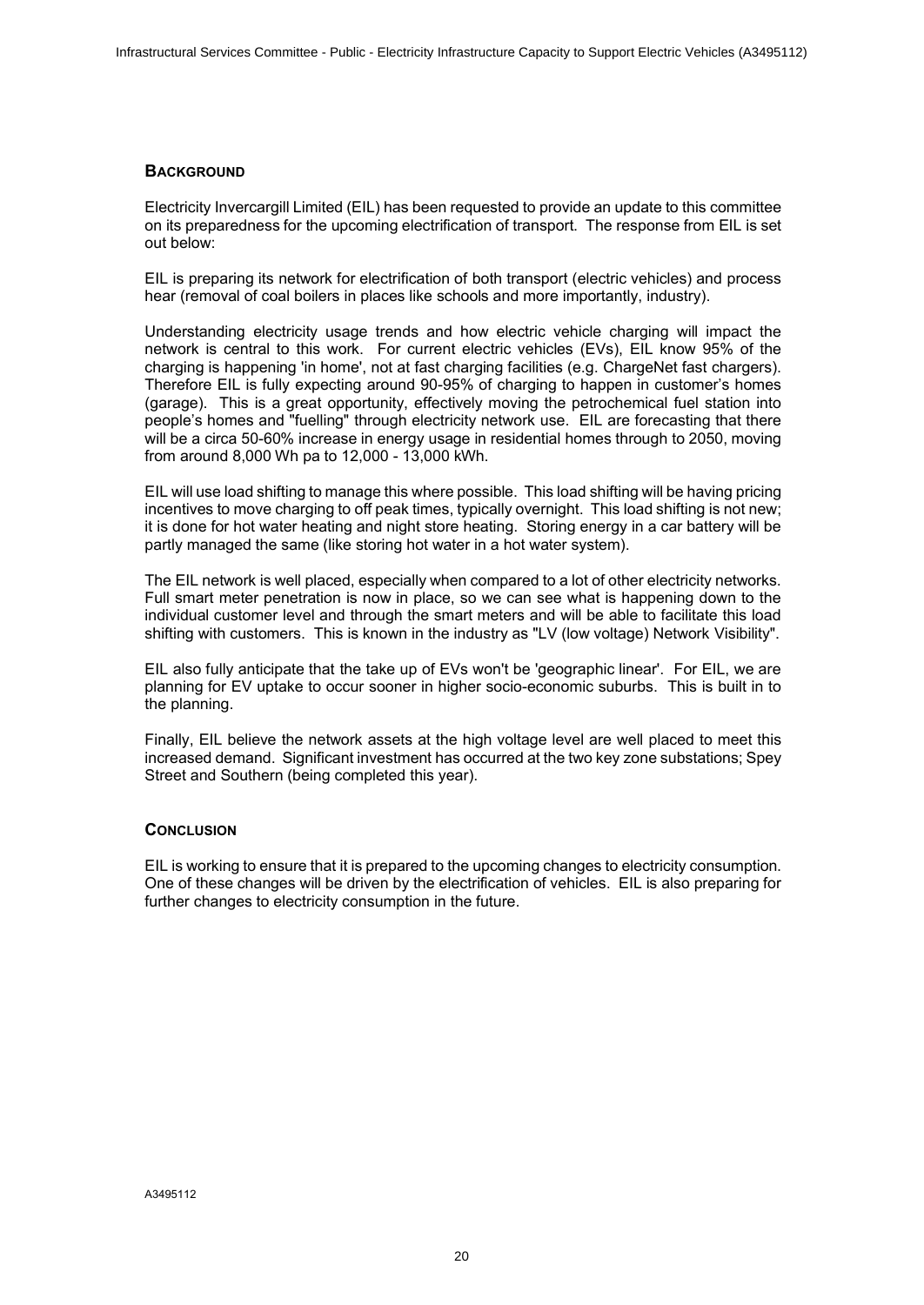## Background

Electricity Invercargill Limited (EIL) has been requested to provide an update to this committee on its preparedness for the upcoming electrification of transport. The response from EIL is set out below:

EIL is preparing its network for electrification of both transport (electric vehicles) and process hear (removal of coal boilers in places like schools and more importantly, industry).

Understanding electricity usage trends and how electric vehicle charging will impact the network is central to this work. For current electric vehicles (EVs), EIL know 95% of the charging is happening 'in home', not at fast charging facilities (e.g. ChargeNet fast chargers). Therefore EIL is fully expecting around 90-95% of charging to happen in customer's homes (garage). This is a great opportunity, effectively moving the petrochemical fuel station into people's homes and "fuelling" through electricity network use. EIL are forecasting that there will be a circa 50-60% increase in energy usage in residential homes through to 2050, moving from around 8,000 Wh pa to 12,000 - 13,000 kWh.

EIL will use load shifting to manage this where possible. This load shifting will be having pricing incentives to move charging to off peak times, typically overnight. This load shifting is not new; it is done for hot water heating and night store heating. Storing energy in a car battery will be partly managed the same (like storing hot water in a hot water system).

The EIL network is well placed, especially when compared to a lot of other electricity networks. Full smart meter penetration is now in place, so we can see what is happening down to the individual customer level and through the smart meters and will be able to facilitate this load shifting with customers. This is known in the industry as "LV (low voltage) Network Visibility".

EIL also fully anticipate that the take up of EVs won't be 'geographic linear'. For EIL, we are planning for EV uptake to occur sooner in higher socio-economic suburbs. This is built in to the planning.

Finally, EIL believe the network assets at the high voltage level are well placed to meet this increased demand. Significant investment has occurred at the two key zone substations; Spey Street and Southern (being completed this year).

## Conclusion

EIL is working to ensure that it is prepared to the upcoming changes to electricity consumption. One of these changes will be driven by the electrification of vehicles. EIL is also preparing for further changes to electricity consumption in the future.

A3495112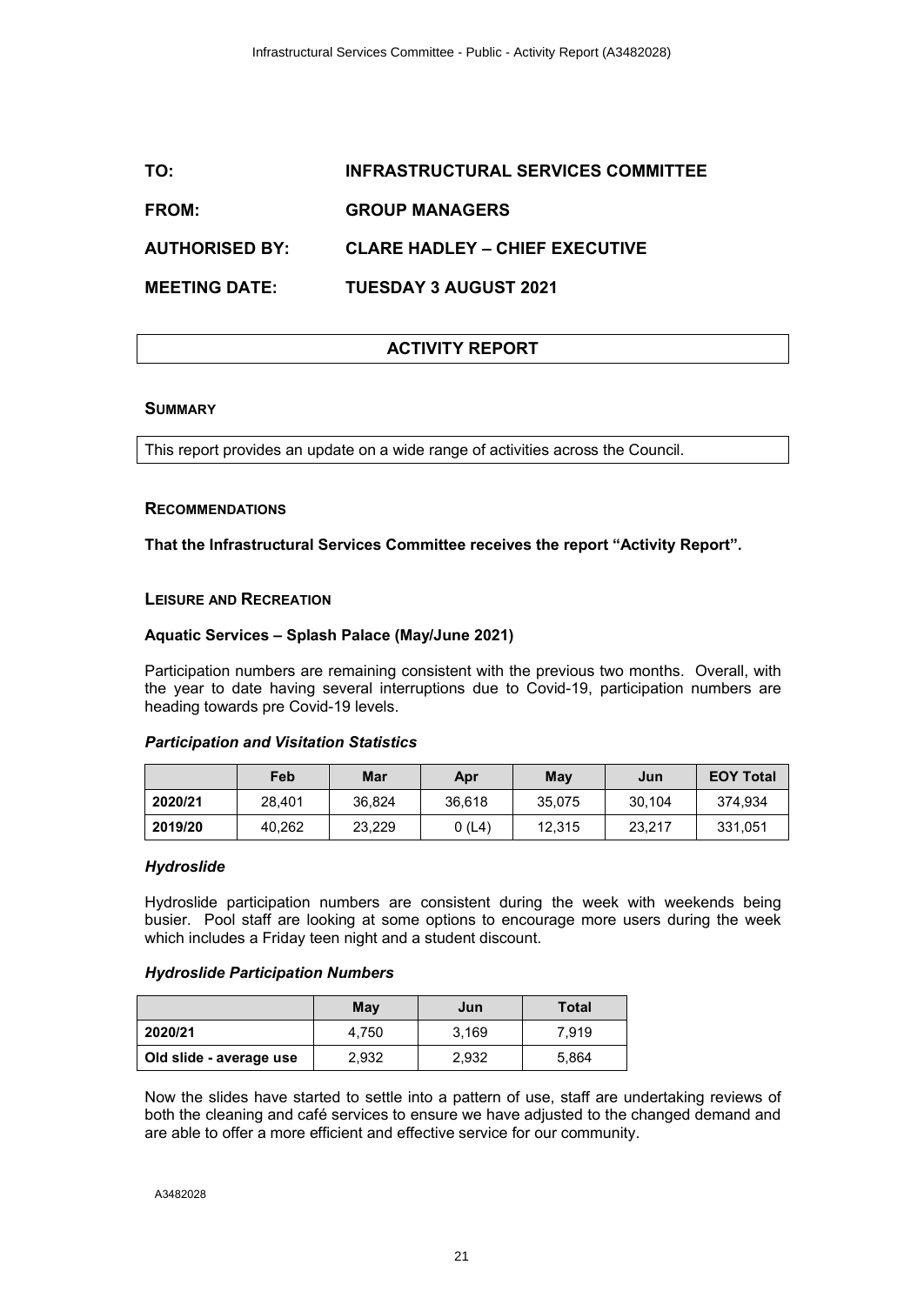| TO: | INFRASTRUCTURAL SERVICES COMMITTEE |
|---|---|
| **FROM:** | **GROUP MANAGERS** |
| **AUTHORISED BY:** | **CLARE HADLEY – CHIEF EXECUTIVE** |
| **MEETING DATE:** | **TUESDAY 3 AUGUST 2021** |

# ACTIVITY REPORT

## SUMMARY

This report provides an update on a wide range of activities across the Council.

## RECOMMENDATIONS

**That the Infrastructural Services Committee receives the report "Activity Report".**

## LEISURE AND RECREATION

### Aquatic Services – Splash Palace (May/June 2021)

Participation numbers are remaining consistent with the previous two months. Overall, with the year to date having several interruptions due to Covid-19, participation numbers are heading towards pre Covid-19 levels.

#### *Participation and Visitation Statistics*

| | Feb | Mar | Apr | May | Jun | EOY Total |
|---|---|---|---|---|---|---|
| **2020/21** | 28,401 | 36,824 | 36,618 | 35,075 | 30,104 | 374,934 |
| **2019/20** | 40,262 | 23,229 | 0 (L4) | 12,315 | 23,217 | 331,051 |

#### *Hydroslide*

Hydroslide participation numbers are consistent during the week with weekends being busier. Pool staff are looking at some options to encourage more users during the week which includes a Friday teen night and a student discount.

#### *Hydroslide Participation Numbers*

| | May | Jun | Total |
|---|---|---|---|
| **2020/21** | 4,750 | 3,169 | 7,919 |
| **Old slide - average use** | 2,932 | 2,932 | 5,864 |

Now the slides have started to settle into a pattern of use, staff are undertaking reviews of both the cleaning and café services to ensure we have adjusted to the changed demand and are able to offer a more efficient and effective service for our community.

A3482028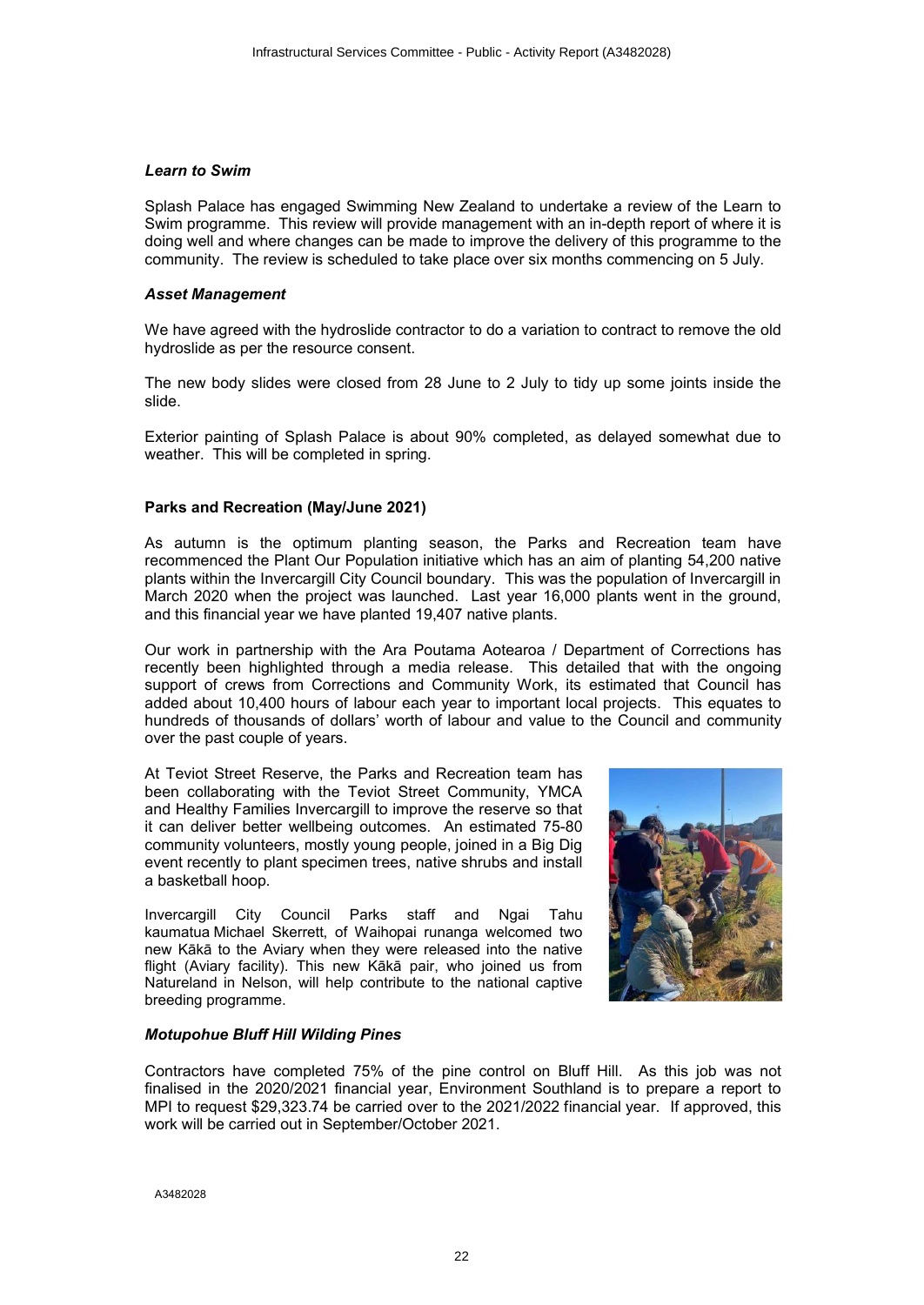### *Learn to Swim*

Splash Palace has engaged Swimming New Zealand to undertake a review of the Learn to Swim programme. This review will provide management with an in-depth report of where it is doing well and where changes can be made to improve the delivery of this programme to the community. The review is scheduled to take place over six months commencing on 5 July.

### *Asset Management*

We have agreed with the hydroslide contractor to do a variation to contract to remove the old hydroslide as per the resource consent.

The new body slides were closed from 28 June to 2 July to tidy up some joints inside the slide.

Exterior painting of Splash Palace is about 90% completed, as delayed somewhat due to weather. This will be completed in spring.

## Parks and Recreation (May/June 2021)

As autumn is the optimum planting season, the Parks and Recreation team have recommenced the Plant Our Population initiative which has an aim of planting 54,200 native plants within the Invercargill City Council boundary. This was the population of Invercargill in March 2020 when the project was launched. Last year 16,000 plants went in the ground, and this financial year we have planted 19,407 native plants.

Our work in partnership with the Ara Poutama Aotearoa / Department of Corrections has recently been highlighted through a media release. This detailed that with the ongoing support of crews from Corrections and Community Work, its estimated that Council has added about 10,400 hours of labour each year to important local projects. This equates to hundreds of thousands of dollars' worth of labour and value to the Council and community over the past couple of years.

At Teviot Street Reserve, the Parks and Recreation team has been collaborating with the Teviot Street Community, YMCA and Healthy Families Invercargill to improve the reserve so that it can deliver better wellbeing outcomes. An estimated 75-80 community volunteers, mostly young people, joined in a Big Dig event recently to plant specimen trees, native shrubs and install a basketball hoop.

Invercargill City Council Parks staff and Ngai Tahu kaumatua Michael Skerrett, of Waihopai runanga welcomed two new Kākā to the Aviary when they were released into the native flight (Aviary facility). This new Kākā pair, who joined us from Natureland in Nelson, will help contribute to the national captive breeding programme.

### *Motupohue Bluff Hill Wilding Pines*

Contractors have completed 75% of the pine control on Bluff Hill. As this job was not finalised in the 2020/2021 financial year, Environment Southland is to prepare a report to MPI to request $29,323.74 be carried over to the 2021/2022 financial year. If approved, this work will be carried out in September/October 2021.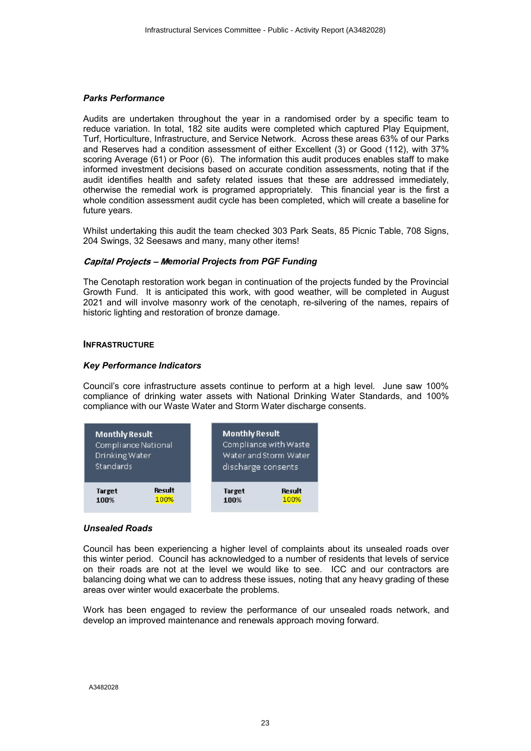### *Parks Performance*

Audits are undertaken throughout the year in a randomised order by a specific team to reduce variation. In total, 182 site audits were completed which captured Play Equipment, Turf, Horticulture, Infrastructure, and Service Network. Across these areas 63% of our Parks and Reserves had a condition assessment of either Excellent (3) or Good (112), with 37% scoring Average (61) or Poor (6). The information this audit produces enables staff to make informed investment decisions based on accurate condition assessments, noting that if the audit identifies health and safety related issues that these are addressed immediately, otherwise the remedial work is programed appropriately. This financial year is the first a whole condition assessment audit cycle has been completed, which will create a baseline for future years.

Whilst undertaking this audit the team checked 303 Park Seats, 85 Picnic Table, 708 Signs, 204 Swings, 32 Seesaws and many, many other items!

### *Capital Projects – Memorial Projects from PGF Funding*

The Cenotaph restoration work began in continuation of the projects funded by the Provincial Growth Fund. It is anticipated this work, with good weather, will be completed in August 2021 and will involve masonry work of the cenotaph, re-silvering of the names, repairs of historic lighting and restoration of bronze damage.

## INFRASTRUCTURE

### *Key Performance Indicators*

Council's core infrastructure assets continue to perform at a high level. June saw 100% compliance of drinking water assets with National Drinking Water Standards, and 100% compliance with our Waste Water and Storm Water discharge consents.

| **Monthly Result** Compliance National Drinking Water Standards | |
|---|---|
| **Target** | **Result** |
| 100% | 100% |

| **Monthly Result** Compliance with Waste Water and Storm Water discharge consents | |
|---|---|
| **Target** | **Result** |
| 100% | 100% |

### *Unsealed Roads*

Council has been experiencing a higher level of complaints about its unsealed roads over this winter period. Council has acknowledged to a number of residents that levels of service on their roads are not at the level we would like to see. ICC and our contractors are balancing doing what we can to address these issues, noting that any heavy grading of these areas over winter would exacerbate the problems.

Work has been engaged to review the performance of our unsealed roads network, and develop an improved maintenance and renewals approach moving forward.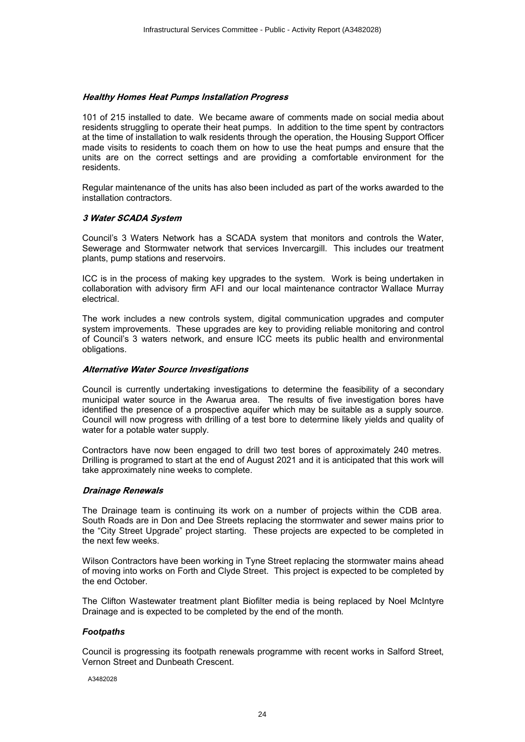### *Healthy Homes Heat Pumps Installation Progress*

101 of 215 installed to date. We became aware of comments made on social media about residents struggling to operate their heat pumps. In addition to the time spent by contractors at the time of installation to walk residents through the operation, the Housing Support Officer made visits to residents to coach them on how to use the heat pumps and ensure that the units are on the correct settings and are providing a comfortable environment for the residents.

Regular maintenance of the units has also been included as part of the works awarded to the installation contractors.

### *3 Water SCADA System*

Council's 3 Waters Network has a SCADA system that monitors and controls the Water, Sewerage and Stormwater network that services Invercargill. This includes our treatment plants, pump stations and reservoirs.

ICC is in the process of making key upgrades to the system. Work is being undertaken in collaboration with advisory firm AFI and our local maintenance contractor Wallace Murray electrical.

The work includes a new controls system, digital communication upgrades and computer system improvements. These upgrades are key to providing reliable monitoring and control of Council's 3 waters network, and ensure ICC meets its public health and environmental obligations.

### *Alternative Water Source Investigations*

Council is currently undertaking investigations to determine the feasibility of a secondary municipal water source in the Awarua area. The results of five investigation bores have identified the presence of a prospective aquifer which may be suitable as a supply source. Council will now progress with drilling of a test bore to determine likely yields and quality of water for a potable water supply.

Contractors have now been engaged to drill two test bores of approximately 240 metres. Drilling is programed to start at the end of August 2021 and it is anticipated that this work will take approximately nine weeks to complete.

### *Drainage Renewals*

The Drainage team is continuing its work on a number of projects within the CDB area. South Roads are in Don and Dee Streets replacing the stormwater and sewer mains prior to the "City Street Upgrade" project starting. These projects are expected to be completed in the next few weeks.

Wilson Contractors have been working in Tyne Street replacing the stormwater mains ahead of moving into works on Forth and Clyde Street. This project is expected to be completed by the end October.

The Clifton Wastewater treatment plant Biofilter media is being replaced by Noel McIntyre Drainage and is expected to be completed by the end of the month.

### *Footpaths*

Council is progressing its footpath renewals programme with recent works in Salford Street, Vernon Street and Dunbeath Crescent.